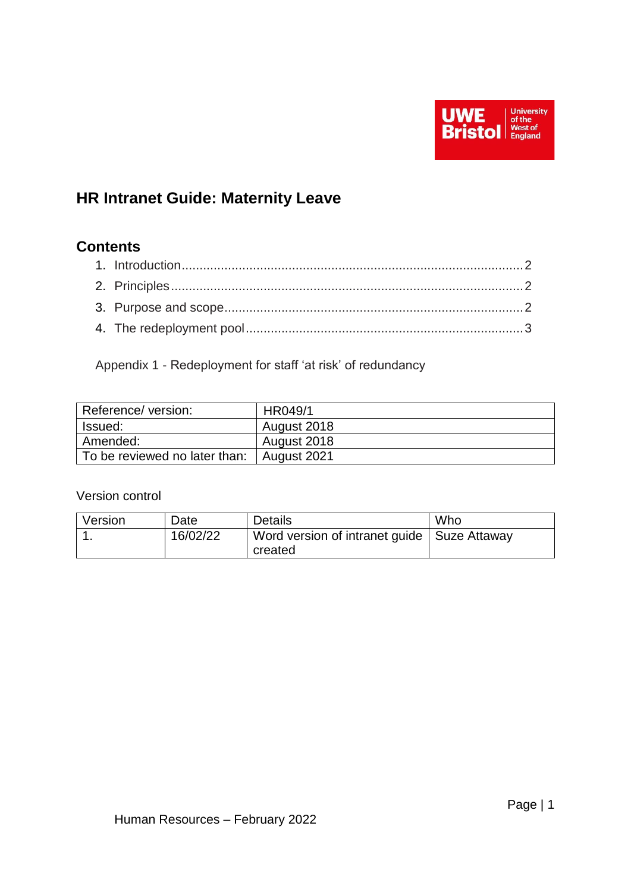# HR Intranet Guide: Maternity Leave

## Contents

1. Introduction ........ 2
2. Principles ........ 2
3. Purpose and scope ........ 2
4. The redeployment pool ........ 3

Appendix 1 - Redeployment for staff 'at risk' of redundancy

| Reference/ version: | HR049/1 |
|---|---|
| Issued: | August 2018 |
| Amended: | August 2018 |
| To be reviewed no later than: | August 2021 |

Version control

| Version | Date | Details | Who |
|---|---|---|---|
| 1. | 16/02/22 | Word version of intranet guide created | Suze Attaway |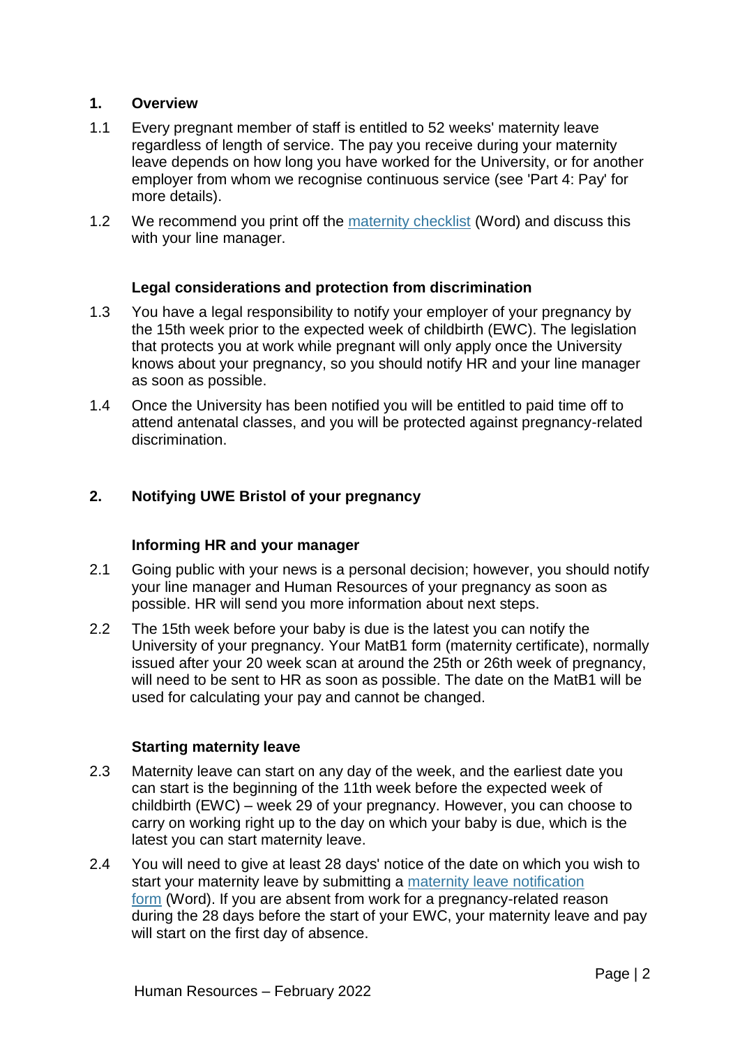## 1. Overview

1.1 Every pregnant member of staff is entitled to 52 weeks' maternity leave regardless of length of service. The pay you receive during your maternity leave depends on how long you have worked for the University, or for another employer from whom we recognise continuous service (see 'Part 4: Pay' for more details).

1.2 We recommend you print off the [maternity checklist](#) (Word) and discuss this with your line manager.

### Legal considerations and protection from discrimination

1.3 You have a legal responsibility to notify your employer of your pregnancy by the 15th week prior to the expected week of childbirth (EWC). The legislation that protects you at work while pregnant will only apply once the University knows about your pregnancy, so you should notify HR and your line manager as soon as possible.

1.4 Once the University has been notified you will be entitled to paid time off to attend antenatal classes, and you will be protected against pregnancy-related discrimination.

## 2. Notifying UWE Bristol of your pregnancy

### Informing HR and your manager

2.1 Going public with your news is a personal decision; however, you should notify your line manager and Human Resources of your pregnancy as soon as possible. HR will send you more information about next steps.

2.2 The 15th week before your baby is due is the latest you can notify the University of your pregnancy. Your MatB1 form (maternity certificate), normally issued after your 20 week scan at around the 25th or 26th week of pregnancy, will need to be sent to HR as soon as possible. The date on the MatB1 will be used for calculating your pay and cannot be changed.

### Starting maternity leave

2.3 Maternity leave can start on any day of the week, and the earliest date you can start is the beginning of the 11th week before the expected week of childbirth (EWC) – week 29 of your pregnancy. However, you can choose to carry on working right up to the day on which your baby is due, which is the latest you can start maternity leave.

2.4 You will need to give at least 28 days' notice of the date on which you wish to start your maternity leave by submitting a [maternity leave notification form](#) (Word). If you are absent from work for a pregnancy-related reason during the 28 days before the start of your EWC, your maternity leave and pay will start on the first day of absence.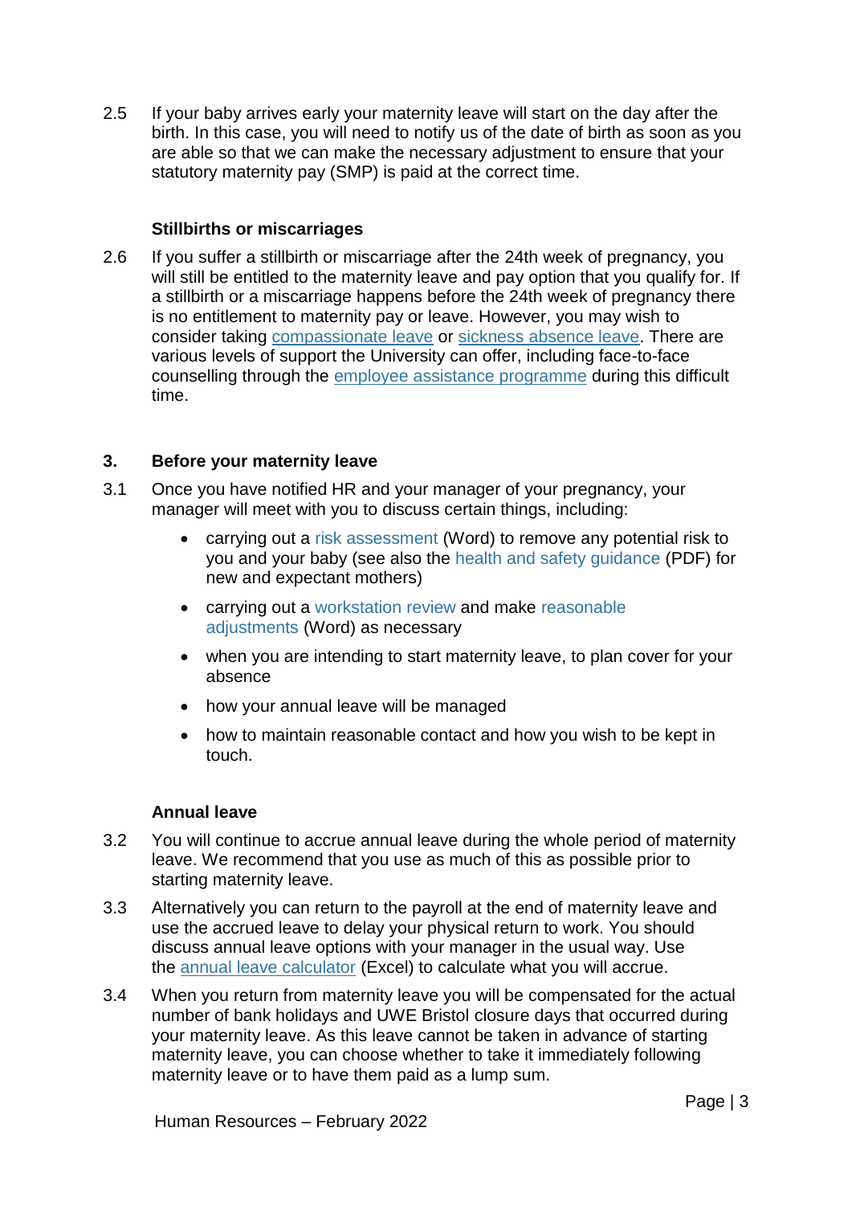2.5 If your baby arrives early your maternity leave will start on the day after the birth. In this case, you will need to notify us of the date of birth as soon as you are able so that we can make the necessary adjustment to ensure that your statutory maternity pay (SMP) is paid at the correct time.

**Stillbirths or miscarriages**

2.6 If you suffer a stillbirth or miscarriage after the 24th week of pregnancy, you will still be entitled to the maternity leave and pay option that you qualify for. If a stillbirth or a miscarriage happens before the 24th week of pregnancy there is no entitlement to maternity pay or leave. However, you may wish to consider taking compassionate leave or sickness absence leave. There are various levels of support the University can offer, including face-to-face counselling through the employee assistance programme during this difficult time.

## 3. Before your maternity leave

3.1 Once you have notified HR and your manager of your pregnancy, your manager will meet with you to discuss certain things, including:

- carrying out a risk assessment (Word) to remove any potential risk to you and your baby (see also the health and safety guidance (PDF) for new and expectant mothers)
- carrying out a workstation review and make reasonable adjustments (Word) as necessary
- when you are intending to start maternity leave, to plan cover for your absence
- how your annual leave will be managed
- how to maintain reasonable contact and how you wish to be kept in touch.

**Annual leave**

3.2 You will continue to accrue annual leave during the whole period of maternity leave. We recommend that you use as much of this as possible prior to starting maternity leave.

3.3 Alternatively you can return to the payroll at the end of maternity leave and use the accrued leave to delay your physical return to work. You should discuss annual leave options with your manager in the usual way. Use the annual leave calculator (Excel) to calculate what you will accrue.

3.4 When you return from maternity leave you will be compensated for the actual number of bank holidays and UWE Bristol closure days that occurred during your maternity leave. As this leave cannot be taken in advance of starting maternity leave, you can choose whether to take it immediately following maternity leave or to have them paid as a lump sum.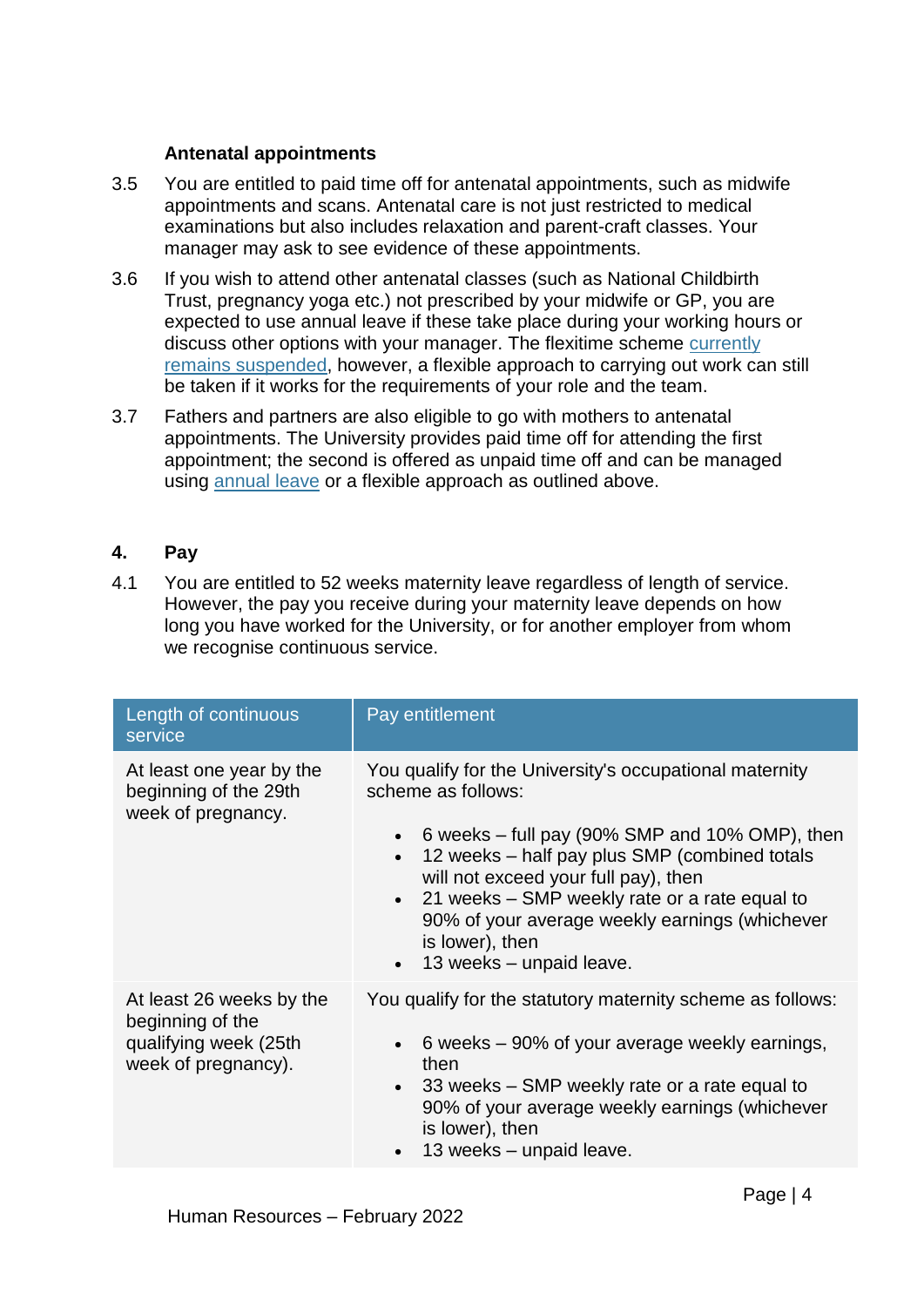### Antenatal appointments

3.5 You are entitled to paid time off for antenatal appointments, such as midwife appointments and scans. Antenatal care is not just restricted to medical examinations but also includes relaxation and parent-craft classes. Your manager may ask to see evidence of these appointments.

3.6 If you wish to attend other antenatal classes (such as National Childbirth Trust, pregnancy yoga etc.) not prescribed by your midwife or GP, you are expected to use annual leave if these take place during your working hours or discuss other options with your manager. The flexitime scheme currently remains suspended, however, a flexible approach to carrying out work can still be taken if it works for the requirements of your role and the team.

3.7 Fathers and partners are also eligible to go with mothers to antenatal appointments. The University provides paid time off for attending the first appointment; the second is offered as unpaid time off and can be managed using annual leave or a flexible approach as outlined above.

## 4. Pay

4.1 You are entitled to 52 weeks maternity leave regardless of length of service. However, the pay you receive during your maternity leave depends on how long you have worked for the University, or for another employer from whom we recognise continuous service.

| Length of continuous service | Pay entitlement |
| --- | --- |
| At least one year by the beginning of the 29th week of pregnancy. | You qualify for the University's occupational maternity scheme as follows:<br><br>• 6 weeks – full pay (90% SMP and 10% OMP), then<br>• 12 weeks – half pay plus SMP (combined totals will not exceed your full pay), then<br>• 21 weeks – SMP weekly rate or a rate equal to 90% of your average weekly earnings (whichever is lower), then<br>• 13 weeks – unpaid leave. |
| At least 26 weeks by the beginning of the qualifying week (25th week of pregnancy). | You qualify for the statutory maternity scheme as follows:<br><br>• 6 weeks – 90% of your average weekly earnings, then<br>• 33 weeks – SMP weekly rate or a rate equal to 90% of your average weekly earnings (whichever is lower), then<br>• 13 weeks – unpaid leave. |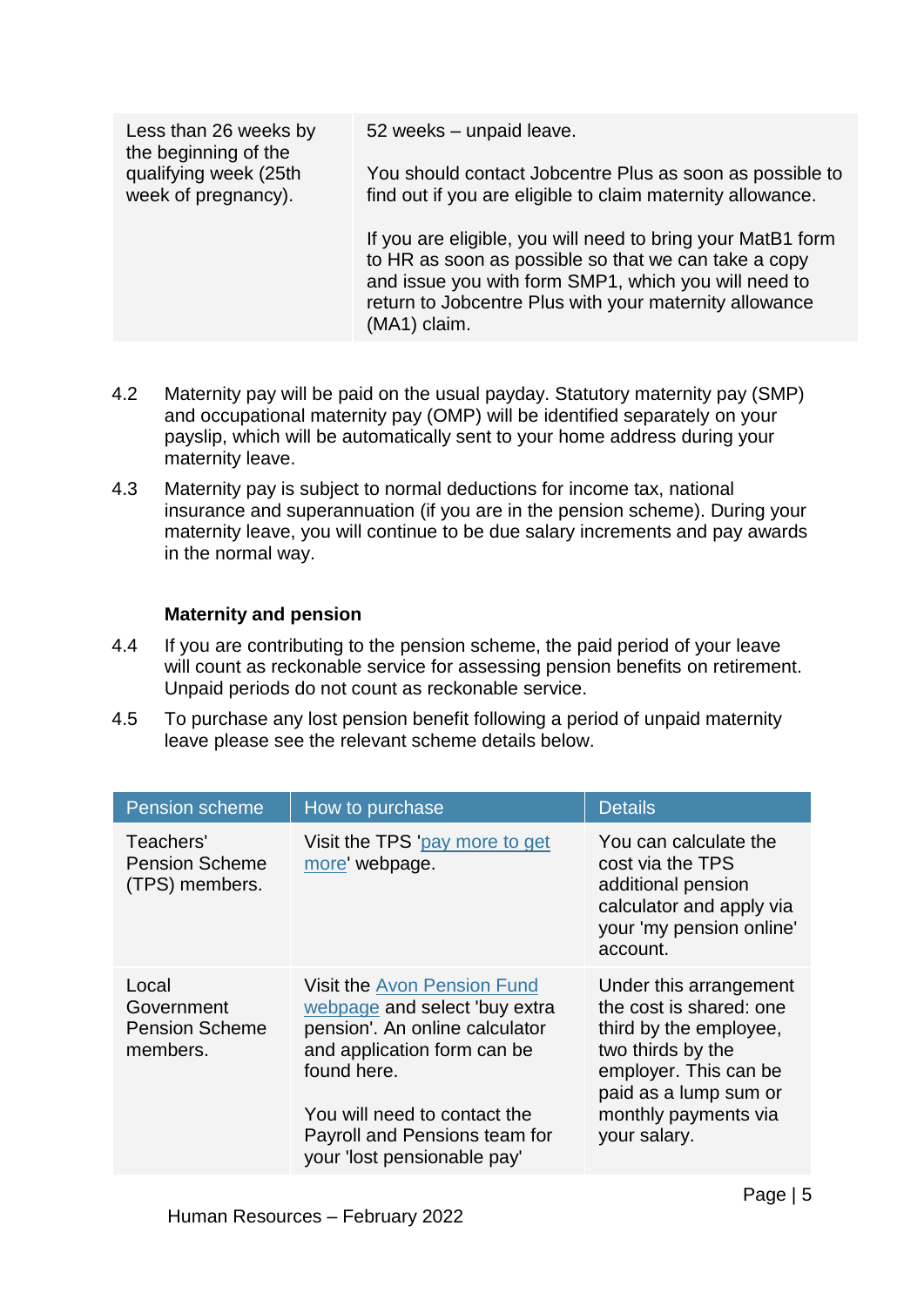| | |
|---|---|
| Less than 26 weeks by the beginning of the qualifying week (25th week of pregnancy). | 52 weeks – unpaid leave.<br><br>You should contact Jobcentre Plus as soon as possible to find out if you are eligible to claim maternity allowance.<br><br>If you are eligible, you will need to bring your MatB1 form to HR as soon as possible so that we can take a copy and issue you with form SMP1, which you will need to return to Jobcentre Plus with your maternity allowance (MA1) claim. |

4.2 Maternity pay will be paid on the usual payday. Statutory maternity pay (SMP) and occupational maternity pay (OMP) will be identified separately on your payslip, which will be automatically sent to your home address during your maternity leave.

4.3 Maternity pay is subject to normal deductions for income tax, national insurance and superannuation (if you are in the pension scheme). During your maternity leave, you will continue to be due salary increments and pay awards in the normal way.

**Maternity and pension**

4.4 If you are contributing to the pension scheme, the paid period of your leave will count as reckonable service for assessing pension benefits on retirement. Unpaid periods do not count as reckonable service.

4.5 To purchase any lost pension benefit following a period of unpaid maternity leave please see the relevant scheme details below.

| Pension scheme | How to purchase | Details |
|---|---|---|
| Teachers' Pension Scheme (TPS) members. | Visit the TPS 'pay more to get more' webpage. | You can calculate the cost via the TPS additional pension calculator and apply via your 'my pension online' account. |
| Local Government Pension Scheme members. | Visit the Avon Pension Fund webpage and select 'buy extra pension'. An online calculator and application form can be found here.<br><br>You will need to contact the Payroll and Pensions team for your 'lost pensionable pay' | Under this arrangement the cost is shared: one third by the employee, two thirds by the employer. This can be paid as a lump sum or monthly payments via your salary. |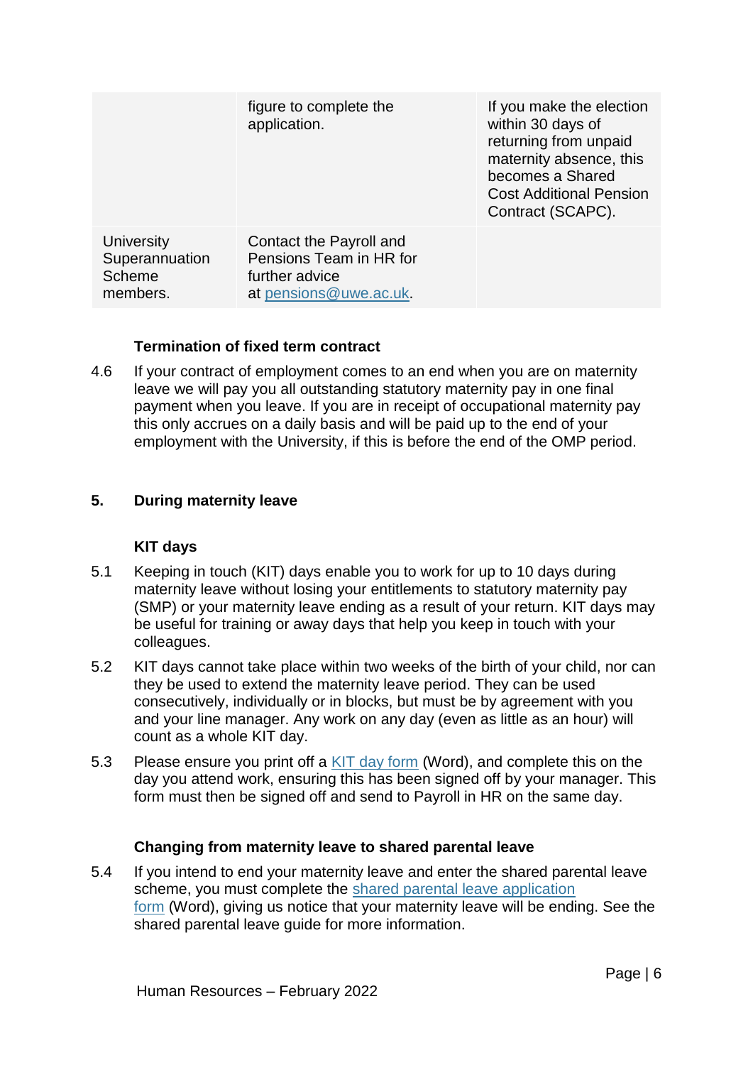|  |  |  |
|---|---|---|
|  | figure to complete the application. | If you make the election within 30 days of returning from unpaid maternity absence, this becomes a Shared Cost Additional Pension Contract (SCAPC). |
| University Superannuation Scheme members. | Contact the Payroll and Pensions Team in HR for further advice at pensions@uwe.ac.uk. |  |

### Termination of fixed term contract

4.6 If your contract of employment comes to an end when you are on maternity leave we will pay you all outstanding statutory maternity pay in one final payment when you leave. If you are in receipt of occupational maternity pay this only accrues on a daily basis and will be paid up to the end of your employment with the University, if this is before the end of the OMP period.

## 5. During maternity leave

### KIT days

5.1 Keeping in touch (KIT) days enable you to work for up to 10 days during maternity leave without losing your entitlements to statutory maternity pay (SMP) or your maternity leave ending as a result of your return. KIT days may be useful for training or away days that help you keep in touch with your colleagues.

5.2 KIT days cannot take place within two weeks of the birth of your child, nor can they be used to extend the maternity leave period. They can be used consecutively, individually or in blocks, but must be by agreement with you and your line manager. Any work on any day (even as little as an hour) will count as a whole KIT day.

5.3 Please ensure you print off a KIT day form (Word), and complete this on the day you attend work, ensuring this has been signed off by your manager. This form must then be signed off and send to Payroll in HR on the same day.

### Changing from maternity leave to shared parental leave

5.4 If you intend to end your maternity leave and enter the shared parental leave scheme, you must complete the shared parental leave application form (Word), giving us notice that your maternity leave will be ending. See the shared parental leave guide for more information.

Human Resources – February 2022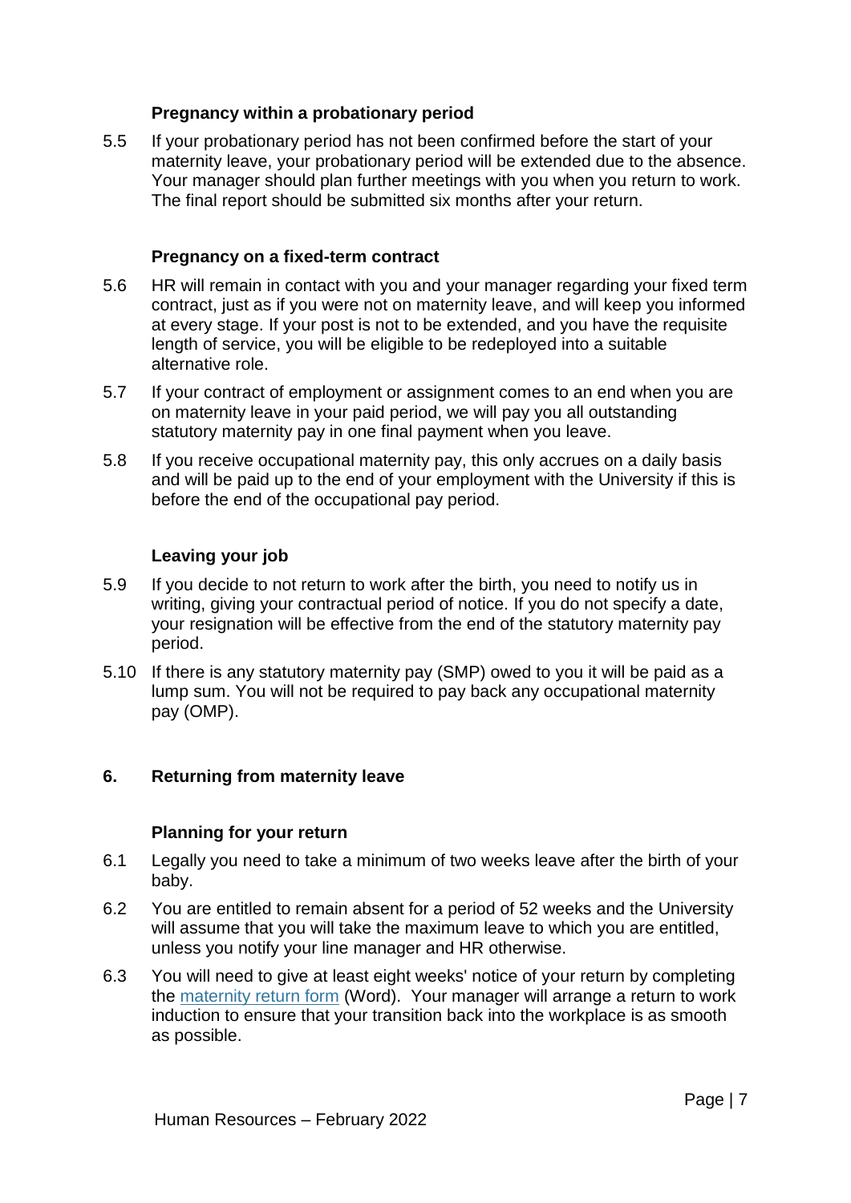### Pregnancy within a probationary period

5.5 If your probationary period has not been confirmed before the start of your maternity leave, your probationary period will be extended due to the absence. Your manager should plan further meetings with you when you return to work. The final report should be submitted six months after your return.

### Pregnancy on a fixed-term contract

5.6 HR will remain in contact with you and your manager regarding your fixed term contract, just as if you were not on maternity leave, and will keep you informed at every stage. If your post is not to be extended, and you have the requisite length of service, you will be eligible to be redeployed into a suitable alternative role.

5.7 If your contract of employment or assignment comes to an end when you are on maternity leave in your paid period, we will pay you all outstanding statutory maternity pay in one final payment when you leave.

5.8 If you receive occupational maternity pay, this only accrues on a daily basis and will be paid up to the end of your employment with the University if this is before the end of the occupational pay period.

### Leaving your job

5.9 If you decide to not return to work after the birth, you need to notify us in writing, giving your contractual period of notice. If you do not specify a date, your resignation will be effective from the end of the statutory maternity pay period.

5.10 If there is any statutory maternity pay (SMP) owed to you it will be paid as a lump sum. You will not be required to pay back any occupational maternity pay (OMP).

## 6. Returning from maternity leave

### Planning for your return

6.1 Legally you need to take a minimum of two weeks leave after the birth of your baby.

6.2 You are entitled to remain absent for a period of 52 weeks and the University will assume that you will take the maximum leave to which you are entitled, unless you notify your line manager and HR otherwise.

6.3 You will need to give at least eight weeks' notice of your return by completing the maternity return form (Word). Your manager will arrange a return to work induction to ensure that your transition back into the workplace is as smooth as possible.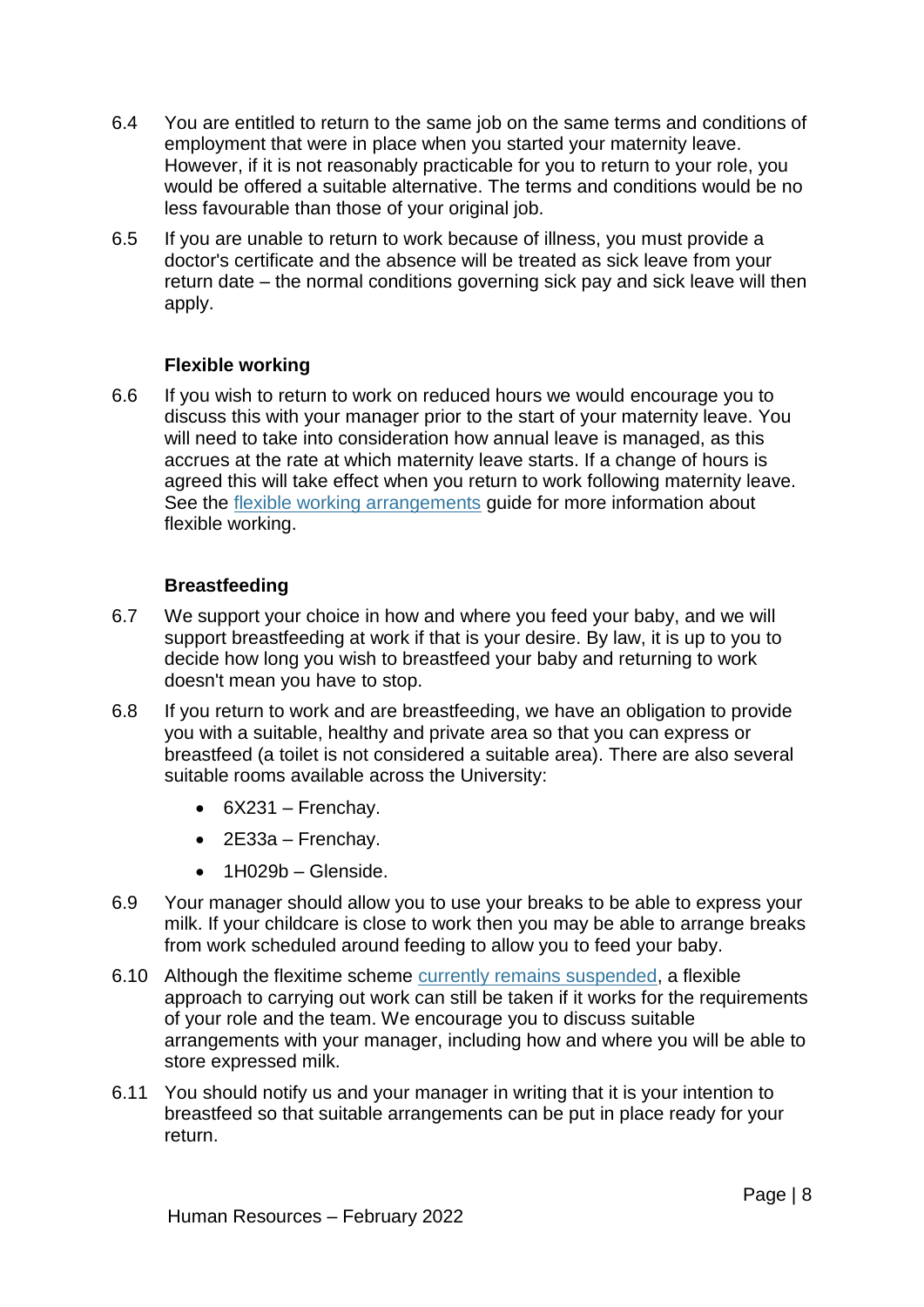6.4 You are entitled to return to the same job on the same terms and conditions of employment that were in place when you started your maternity leave. However, if it is not reasonably practicable for you to return to your role, you would be offered a suitable alternative. The terms and conditions would be no less favourable than those of your original job.

6.5 If you are unable to return to work because of illness, you must provide a doctor's certificate and the absence will be treated as sick leave from your return date – the normal conditions governing sick pay and sick leave will then apply.

### Flexible working

6.6 If you wish to return to work on reduced hours we would encourage you to discuss this with your manager prior to the start of your maternity leave. You will need to take into consideration how annual leave is managed, as this accrues at the rate at which maternity leave starts. If a change of hours is agreed this will take effect when you return to work following maternity leave. See the flexible working arrangements guide for more information about flexible working.

### Breastfeeding

6.7 We support your choice in how and where you feed your baby, and we will support breastfeeding at work if that is your desire. By law, it is up to you to decide how long you wish to breastfeed your baby and returning to work doesn't mean you have to stop.

6.8 If you return to work and are breastfeeding, we have an obligation to provide you with a suitable, healthy and private area so that you can express or breastfeed (a toilet is not considered a suitable area). There are also several suitable rooms available across the University:

- 6X231 – Frenchay.
- 2E33a – Frenchay.
- 1H029b – Glenside.

6.9 Your manager should allow you to use your breaks to be able to express your milk. If your childcare is close to work then you may be able to arrange breaks from work scheduled around feeding to allow you to feed your baby.

6.10 Although the flexitime scheme currently remains suspended, a flexible approach to carrying out work can still be taken if it works for the requirements of your role and the team. We encourage you to discuss suitable arrangements with your manager, including how and where you will be able to store expressed milk.

6.11 You should notify us and your manager in writing that it is your intention to breastfeed so that suitable arrangements can be put in place ready for your return.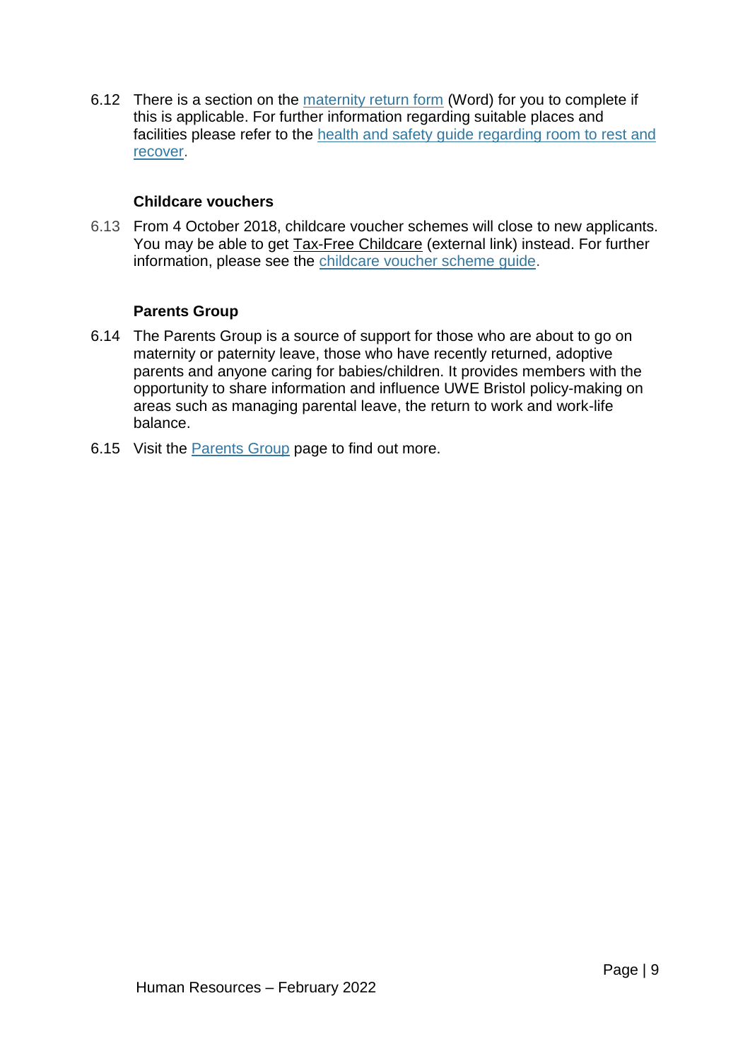6.12 There is a section on the maternity return form (Word) for you to complete if this is applicable. For further information regarding suitable places and facilities please refer to the health and safety guide regarding room to rest and recover.

### Childcare vouchers

6.13 From 4 October 2018, childcare voucher schemes will close to new applicants. You may be able to get Tax-Free Childcare (external link) instead. For further information, please see the childcare voucher scheme guide.

### Parents Group

6.14 The Parents Group is a source of support for those who are about to go on maternity or paternity leave, those who have recently returned, adoptive parents and anyone caring for babies/children. It provides members with the opportunity to share information and influence UWE Bristol policy-making on areas such as managing parental leave, the return to work and work-life balance.

6.15 Visit the Parents Group page to find out more.